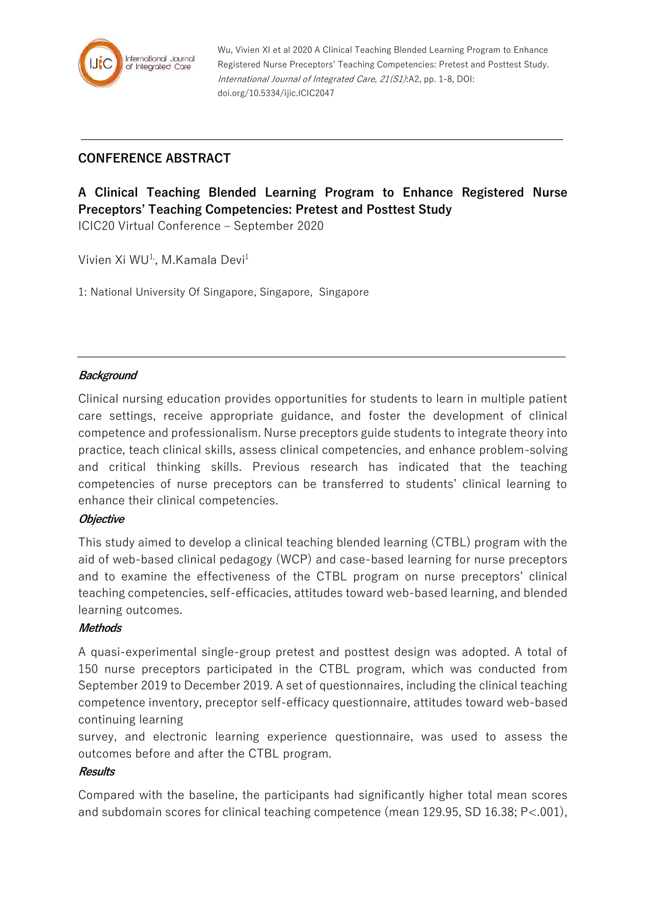Wu, Vivien XI et al 2020 A Clinical Teaching Blended Learning Program to Enhance Registered Nurse Preceptors' Teaching Competencies: Pretest and Posttest Study. *International Journal of Integrated Care, 21(S1)*:A2, pp. 1-8, DOI: doi.org/10.5334/ijic.ICIC2047

## CONFERENCE ABSTRACT

# A Clinical Teaching Blended Learning Program to Enhance Registered Nurse Preceptors' Teaching Competencies: Pretest and Posttest Study

ICIC20 Virtual Conference – September 2020

Vivien Xi WU[1], M.Kamala Devi[1]

1: National University Of Singapore, Singapore, Singapore

### *Background*

Clinical nursing education provides opportunities for students to learn in multiple patient care settings, receive appropriate guidance, and foster the development of clinical competence and professionalism. Nurse preceptors guide students to integrate theory into practice, teach clinical skills, assess clinical competencies, and enhance problem-solving and critical thinking skills. Previous research has indicated that the teaching competencies of nurse preceptors can be transferred to students' clinical learning to enhance their clinical competencies.

### *Objective*

This study aimed to develop a clinical teaching blended learning (CTBL) program with the aid of web-based clinical pedagogy (WCP) and case-based learning for nurse preceptors and to examine the effectiveness of the CTBL program on nurse preceptors' clinical teaching competencies, self-efficacies, attitudes toward web-based learning, and blended learning outcomes.

### *Methods*

A quasi-experimental single-group pretest and posttest design was adopted. A total of 150 nurse preceptors participated in the CTBL program, which was conducted from September 2019 to December 2019. A set of questionnaires, including the clinical teaching competence inventory, preceptor self-efficacy questionnaire, attitudes toward web-based continuing learning survey, and electronic learning experience questionnaire, was used to assess the outcomes before and after the CTBL program.

### *Results*

Compared with the baseline, the participants had significantly higher total mean scores and subdomain scores for clinical teaching competence (mean 129.95, SD 16.38; $P<.001$),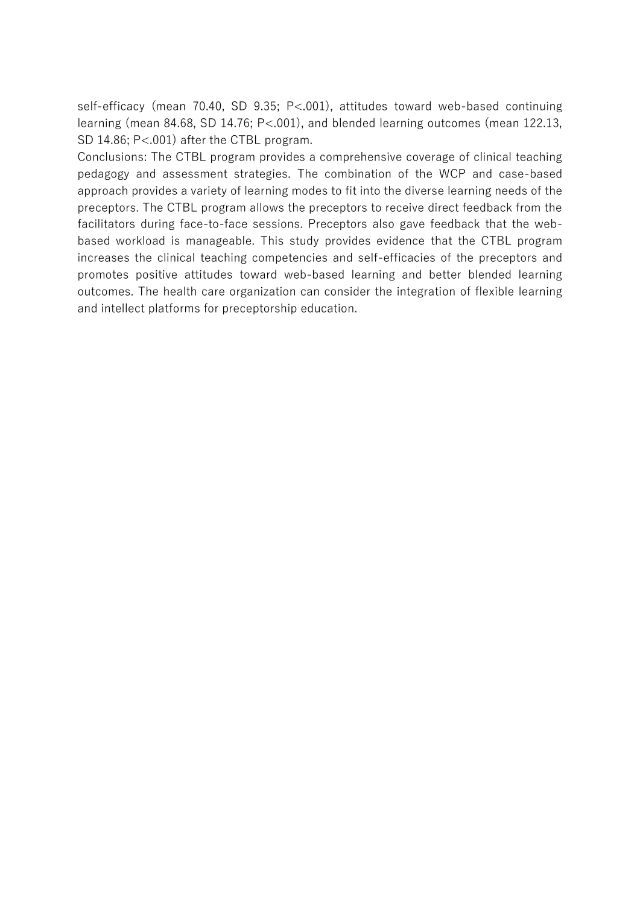self-efficacy (mean 70.40, SD 9.35; $P<.001$), attitudes toward web-based continuing learning (mean 84.68, SD 14.76; $P<.001$), and blended learning outcomes (mean 122.13, SD 14.86; $P<.001$) after the CTBL program.

Conclusions: The CTBL program provides a comprehensive coverage of clinical teaching pedagogy and assessment strategies. The combination of the WCP and case-based approach provides a variety of learning modes to fit into the diverse learning needs of the preceptors. The CTBL program allows the preceptors to receive direct feedback from the facilitators during face-to-face sessions. Preceptors also gave feedback that the web-based workload is manageable. This study provides evidence that the CTBL program increases the clinical teaching competencies and self-efficacies of the preceptors and promotes positive attitudes toward web-based learning and better blended learning outcomes. The health care organization can consider the integration of flexible learning and intellect platforms for preceptorship education.